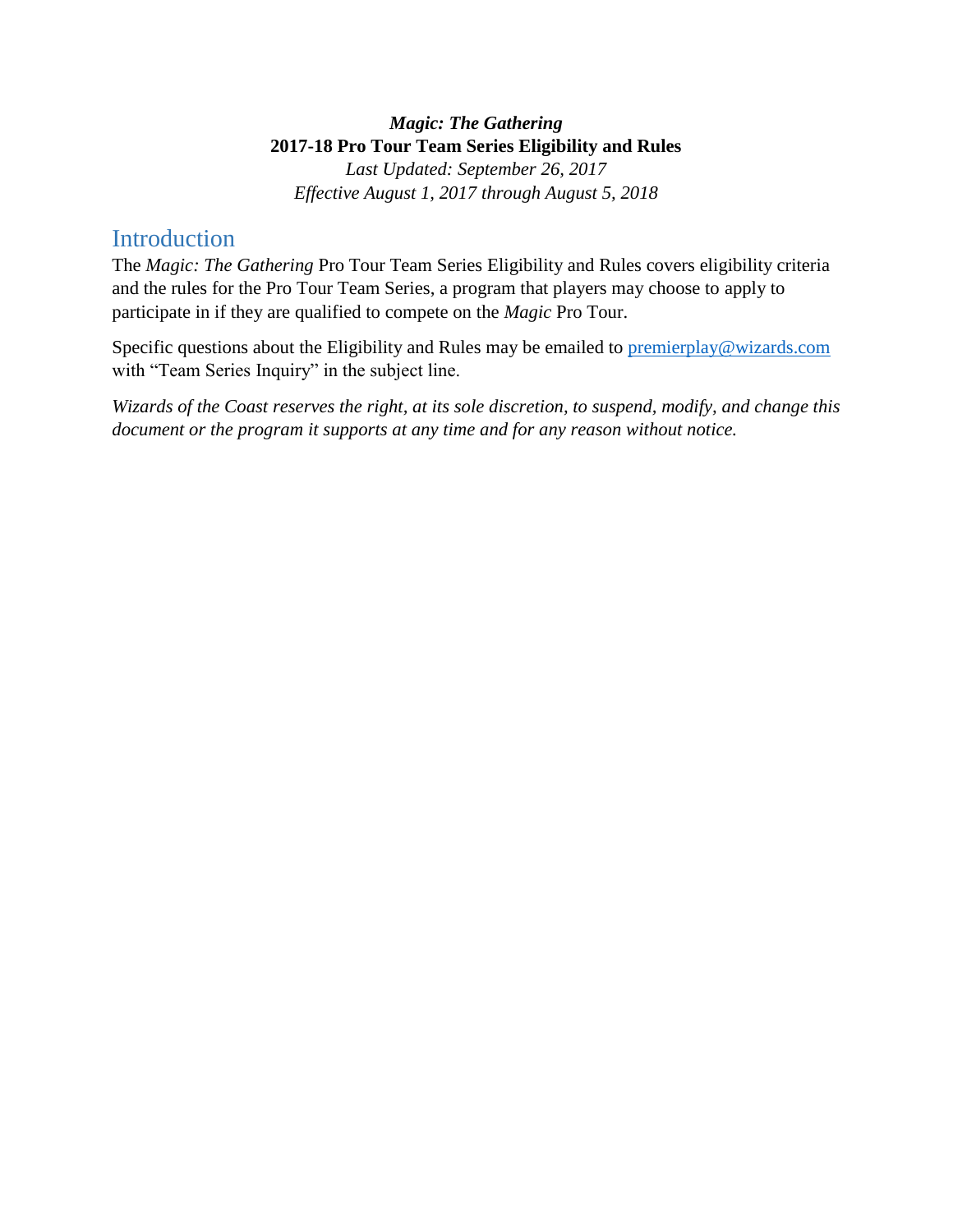***Magic: The Gathering***

**2017-18 Pro Tour Team Series Eligibility and Rules**

*Last Updated: September 26, 2017*

*Effective August 1, 2017 through August 5, 2018*

# Introduction

The *Magic: The Gathering* Pro Tour Team Series Eligibility and Rules covers eligibility criteria and the rules for the Pro Tour Team Series, a program that players may choose to apply to participate in if they are qualified to compete on the *Magic* Pro Tour.

Specific questions about the Eligibility and Rules may be emailed to [premierplay@wizards.com](mailto:premierplay@wizards.com) with "Team Series Inquiry" in the subject line.

*Wizards of the Coast reserves the right, at its sole discretion, to suspend, modify, and change this document or the program it supports at any time and for any reason without notice.*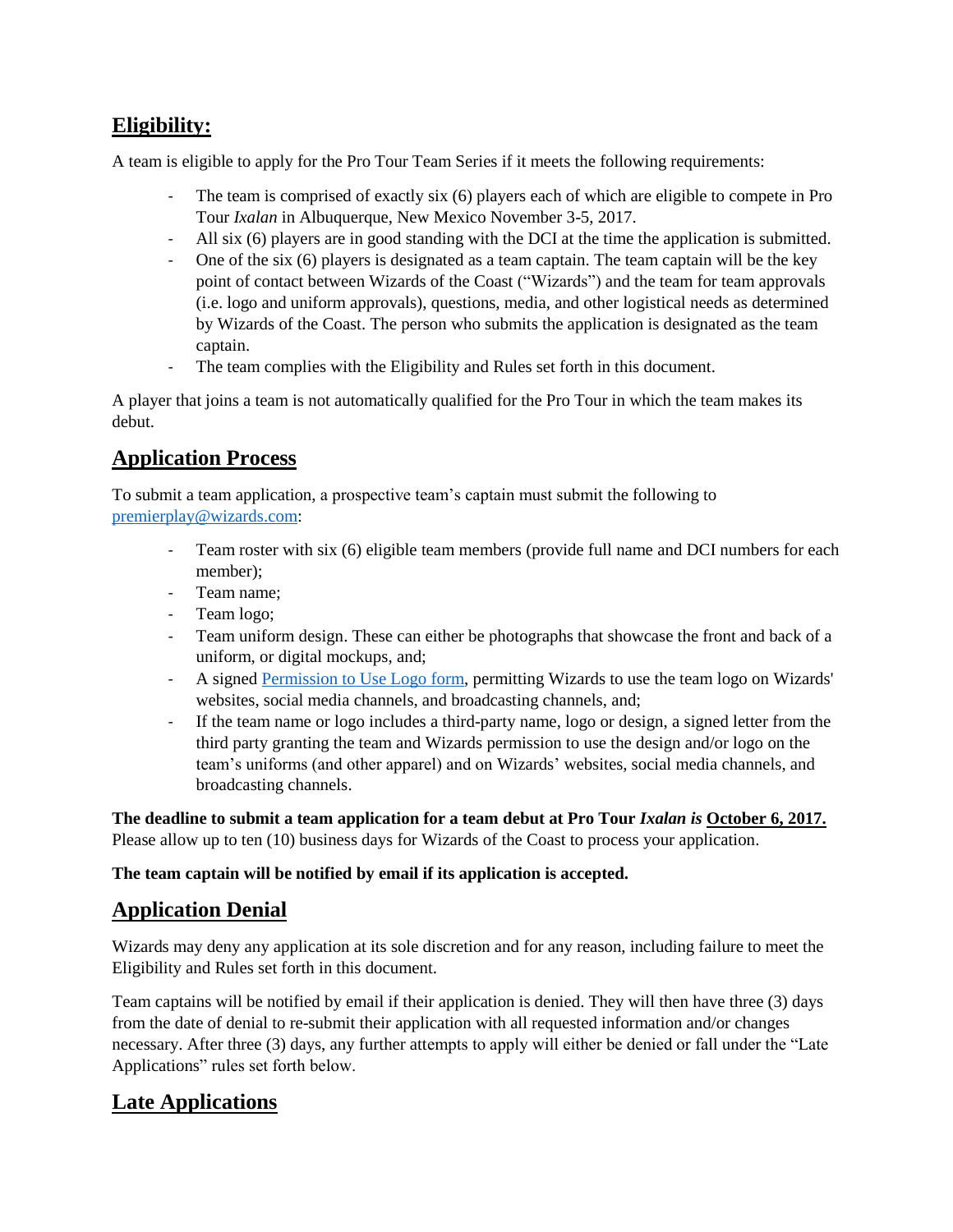## Eligibility:

A team is eligible to apply for the Pro Tour Team Series if it meets the following requirements:

- The team is comprised of exactly six (6) players each of which are eligible to compete in Pro Tour *Ixalan* in Albuquerque, New Mexico November 3-5, 2017.
- All six (6) players are in good standing with the DCI at the time the application is submitted.
- One of the six (6) players is designated as a team captain. The team captain will be the key point of contact between Wizards of the Coast ("Wizards") and the team for team approvals (i.e. logo and uniform approvals), questions, media, and other logistical needs as determined by Wizards of the Coast. The person who submits the application is designated as the team captain.
- The team complies with the Eligibility and Rules set forth in this document.

A player that joins a team is not automatically qualified for the Pro Tour in which the team makes its debut.

## Application Process

To submit a team application, a prospective team's captain must submit the following to [premierplay@wizards.com](mailto:premierplay@wizards.com):

- Team roster with six (6) eligible team members (provide full name and DCI numbers for each member);
- Team name;
- Team logo;
- Team uniform design. These can either be photographs that showcase the front and back of a uniform, or digital mockups, and;
- A signed [Permission to Use Logo form](), permitting Wizards to use the team logo on Wizards' websites, social media channels, and broadcasting channels, and;
- If the team name or logo includes a third-party name, logo or design, a signed letter from the third party granting the team and Wizards permission to use the design and/or logo on the team's uniforms (and other apparel) and on Wizards' websites, social media channels, and broadcasting channels.

**The deadline to submit a team application for a team debut at Pro Tour *Ixalan* is <u>October 6, 2017.</u>** Please allow up to ten (10) business days for Wizards of the Coast to process your application.

**The team captain will be notified by email if its application is accepted.**

## Application Denial

Wizards may deny any application at its sole discretion and for any reason, including failure to meet the Eligibility and Rules set forth in this document.

Team captains will be notified by email if their application is denied. They will then have three (3) days from the date of denial to re-submit their application with all requested information and/or changes necessary. After three (3) days, any further attempts to apply will either be denied or fall under the "Late Applications" rules set forth below.

## Late Applications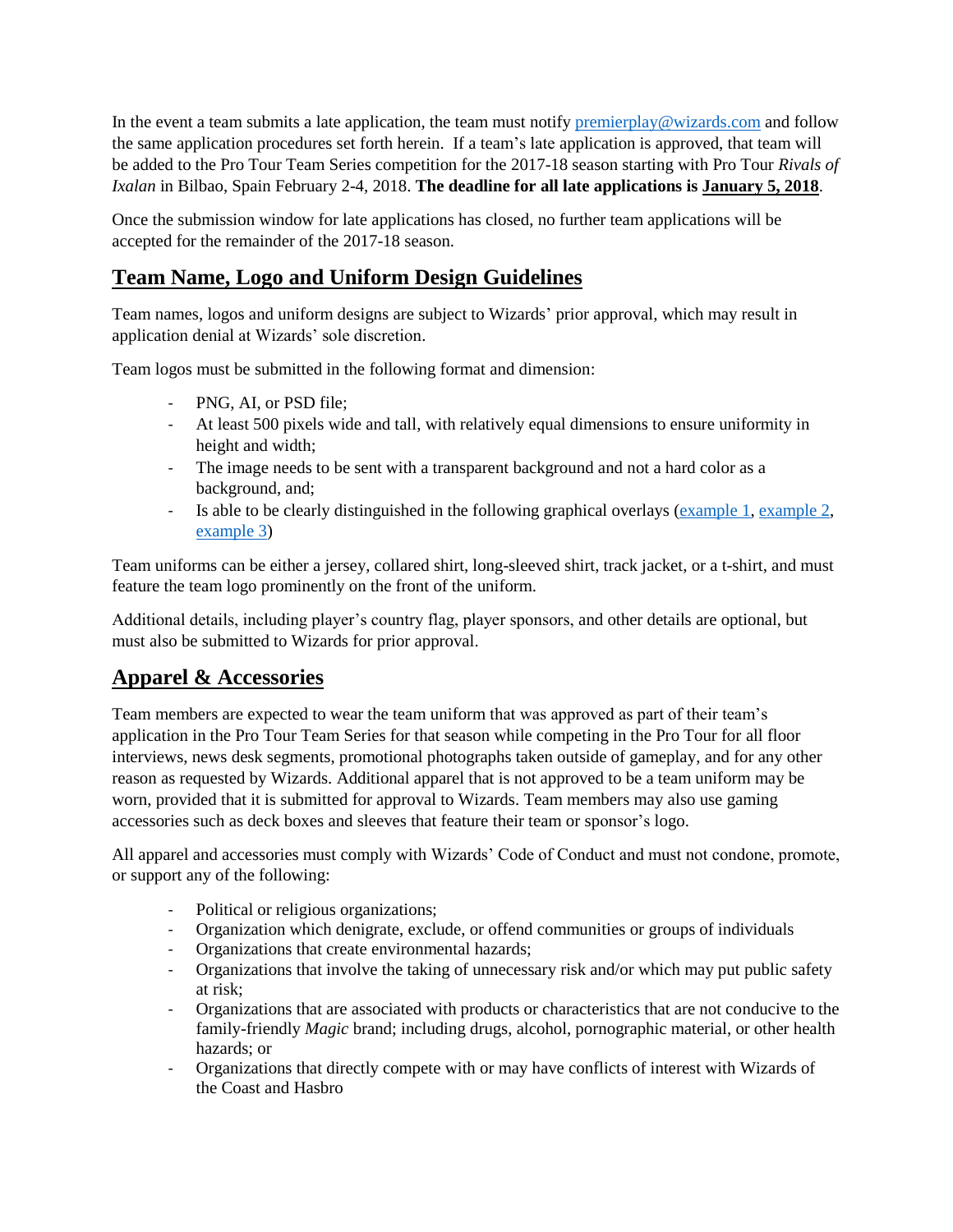In the event a team submits a late application, the team must notify [premierplay@wizards.com](mailto:premierplay@wizards.com) and follow the same application procedures set forth herein. If a team's late application is approved, that team will be added to the Pro Tour Team Series competition for the 2017-18 season starting with Pro Tour *Rivals of Ixalan* in Bilbao, Spain February 2-4, 2018. **The deadline for all late applications is <u>January 5, 2018</u>**.

Once the submission window for late applications has closed, no further team applications will be accepted for the remainder of the 2017-18 season.

## <u>Team Name, Logo and Uniform Design Guidelines</u>

Team names, logos and uniform designs are subject to Wizards' prior approval, which may result in application denial at Wizards' sole discretion.

Team logos must be submitted in the following format and dimension:

- PNG, AI, or PSD file;
- At least 500 pixels wide and tall, with relatively equal dimensions to ensure uniformity in height and width;
- The image needs to be sent with a transparent background and not a hard color as a background, and;
- Is able to be clearly distinguished in the following graphical overlays (example 1, example 2, example 3)

Team uniforms can be either a jersey, collared shirt, long-sleeved shirt, track jacket, or a t-shirt, and must feature the team logo prominently on the front of the uniform.

Additional details, including player's country flag, player sponsors, and other details are optional, but must also be submitted to Wizards for prior approval.

## <u>Apparel & Accessories</u>

Team members are expected to wear the team uniform that was approved as part of their team's application in the Pro Tour Team Series for that season while competing in the Pro Tour for all floor interviews, news desk segments, promotional photographs taken outside of gameplay, and for any other reason as requested by Wizards. Additional apparel that is not approved to be a team uniform may be worn, provided that it is submitted for approval to Wizards. Team members may also use gaming accessories such as deck boxes and sleeves that feature their team or sponsor's logo.

All apparel and accessories must comply with Wizards' Code of Conduct and must not condone, promote, or support any of the following:

- Political or religious organizations;
- Organization which denigrate, exclude, or offend communities or groups of individuals
- Organizations that create environmental hazards;
- Organizations that involve the taking of unnecessary risk and/or which may put public safety at risk;
- Organizations that are associated with products or characteristics that are not conducive to the family-friendly *Magic* brand; including drugs, alcohol, pornographic material, or other health hazards; or
- Organizations that directly compete with or may have conflicts of interest with Wizards of the Coast and Hasbro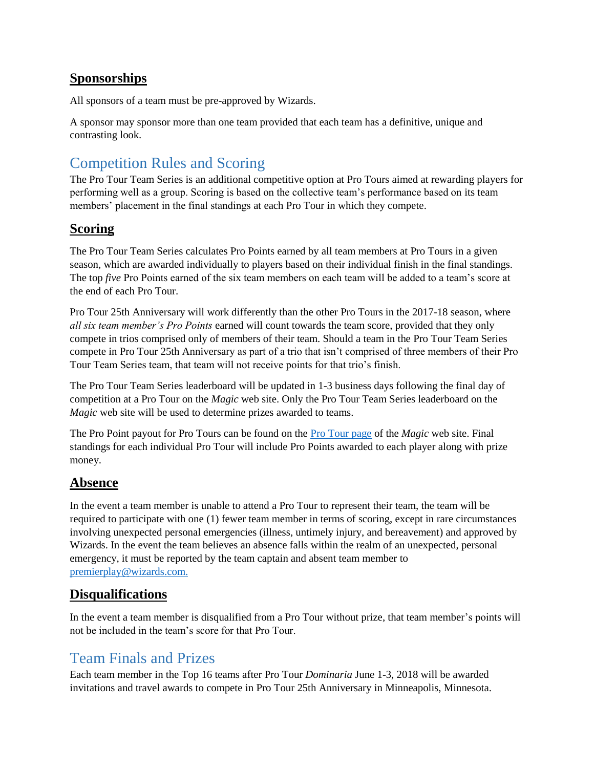### **Sponsorships**

All sponsors of a team must be pre-approved by Wizards.

A sponsor may sponsor more than one team provided that each team has a definitive, unique and contrasting look.

## Competition Rules and Scoring

The Pro Tour Team Series is an additional competitive option at Pro Tours aimed at rewarding players for performing well as a group. Scoring is based on the collective team's performance based on its team members' placement in the final standings at each Pro Tour in which they compete.

### **Scoring**

The Pro Tour Team Series calculates Pro Points earned by all team members at Pro Tours in a given season, which are awarded individually to players based on their individual finish in the final standings. The top *five* Pro Points earned of the six team members on each team will be added to a team's score at the end of each Pro Tour.

Pro Tour 25th Anniversary will work differently than the other Pro Tours in the 2017-18 season, where *all six team member's Pro Points* earned will count towards the team score, provided that they only compete in trios comprised only of members of their team. Should a team in the Pro Tour Team Series compete in Pro Tour 25th Anniversary as part of a trio that isn't comprised of three members of their Pro Tour Team Series team, that team will not receive points for that trio's finish.

The Pro Tour Team Series leaderboard will be updated in 1-3 business days following the final day of competition at a Pro Tour on the *Magic* web site. Only the Pro Tour Team Series leaderboard on the *Magic* web site will be used to determine prizes awarded to teams.

The Pro Point payout for Pro Tours can be found on the [Pro Tour page]() of the *Magic* web site. Final standings for each individual Pro Tour will include Pro Points awarded to each player along with prize money.

### **Absence**

In the event a team member is unable to attend a Pro Tour to represent their team, the team will be required to participate with one (1) fewer team member in terms of scoring, except in rare circumstances involving unexpected personal emergencies (illness, untimely injury, and bereavement) and approved by Wizards. In the event the team believes an absence falls within the realm of an unexpected, personal emergency, it must be reported by the team captain and absent team member to [premierplay@wizards.com.](mailto:premierplay@wizards.com)

### **Disqualifications**

In the event a team member is disqualified from a Pro Tour without prize, that team member's points will not be included in the team's score for that Pro Tour.

## Team Finals and Prizes

Each team member in the Top 16 teams after Pro Tour *Dominaria* June 1-3, 2018 will be awarded invitations and travel awards to compete in Pro Tour 25th Anniversary in Minneapolis, Minnesota.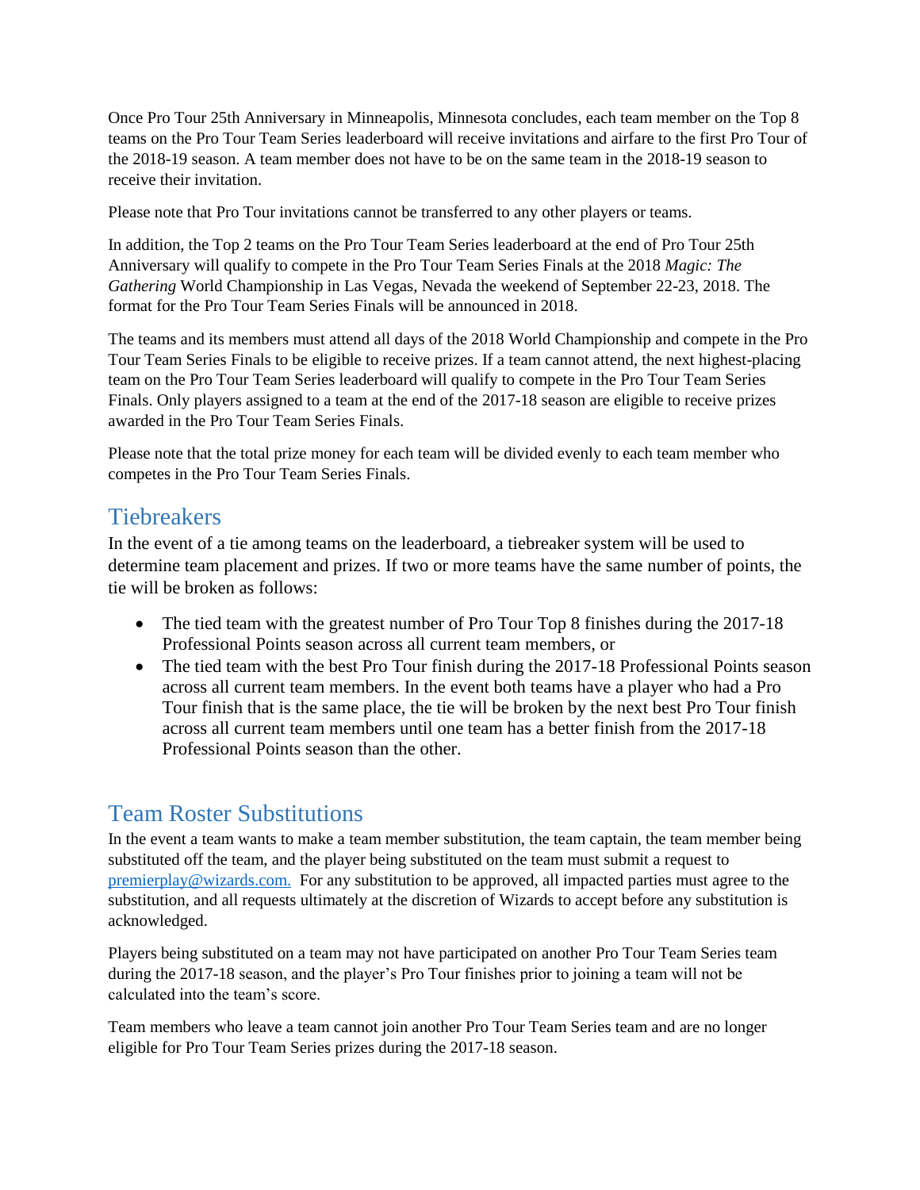Once Pro Tour 25th Anniversary in Minneapolis, Minnesota concludes, each team member on the Top 8 teams on the Pro Tour Team Series leaderboard will receive invitations and airfare to the first Pro Tour of the 2018-19 season. A team member does not have to be on the same team in the 2018-19 season to receive their invitation.

Please note that Pro Tour invitations cannot be transferred to any other players or teams.

In addition, the Top 2 teams on the Pro Tour Team Series leaderboard at the end of Pro Tour 25th Anniversary will qualify to compete in the Pro Tour Team Series Finals at the 2018 *Magic: The Gathering* World Championship in Las Vegas, Nevada the weekend of September 22-23, 2018. The format for the Pro Tour Team Series Finals will be announced in 2018.

The teams and its members must attend all days of the 2018 World Championship and compete in the Pro Tour Team Series Finals to be eligible to receive prizes. If a team cannot attend, the next highest-placing team on the Pro Tour Team Series leaderboard will qualify to compete in the Pro Tour Team Series Finals. Only players assigned to a team at the end of the 2017-18 season are eligible to receive prizes awarded in the Pro Tour Team Series Finals.

Please note that the total prize money for each team will be divided evenly to each team member who competes in the Pro Tour Team Series Finals.

## Tiebreakers

In the event of a tie among teams on the leaderboard, a tiebreaker system will be used to determine team placement and prizes. If two or more teams have the same number of points, the tie will be broken as follows:

- The tied team with the greatest number of Pro Tour Top 8 finishes during the 2017-18 Professional Points season across all current team members, or
- The tied team with the best Pro Tour finish during the 2017-18 Professional Points season across all current team members. In the event both teams have a player who had a Pro Tour finish that is the same place, the tie will be broken by the next best Pro Tour finish across all current team members until one team has a better finish from the 2017-18 Professional Points season than the other.

## Team Roster Substitutions

In the event a team wants to make a team member substitution, the team captain, the team member being substituted off the team, and the player being substituted on the team must submit a request to premierplay@wizards.com. For any substitution to be approved, all impacted parties must agree to the substitution, and all requests ultimately at the discretion of Wizards to accept before any substitution is acknowledged.

Players being substituted on a team may not have participated on another Pro Tour Team Series team during the 2017-18 season, and the player's Pro Tour finishes prior to joining a team will not be calculated into the team's score.

Team members who leave a team cannot join another Pro Tour Team Series team and are no longer eligible for Pro Tour Team Series prizes during the 2017-18 season.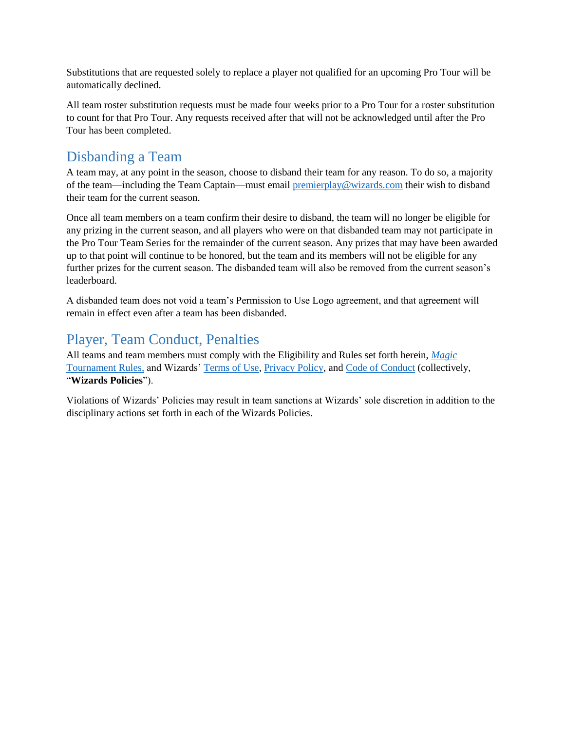Substitutions that are requested solely to replace a player not qualified for an upcoming Pro Tour will be automatically declined.

All team roster substitution requests must be made four weeks prior to a Pro Tour for a roster substitution to count for that Pro Tour. Any requests received after that will not be acknowledged until after the Pro Tour has been completed.

## Disbanding a Team

A team may, at any point in the season, choose to disband their team for any reason. To do so, a majority of the team—including the Team Captain—must email premierplay@wizards.com their wish to disband their team for the current season.

Once all team members on a team confirm their desire to disband, the team will no longer be eligible for any prizing in the current season, and all players who were on that disbanded team may not participate in the Pro Tour Team Series for the remainder of the current season. Any prizes that may have been awarded up to that point will continue to be honored, but the team and its members will not be eligible for any further prizes for the current season. The disbanded team will also be removed from the current season's leaderboard.

A disbanded team does not void a team's Permission to Use Logo agreement, and that agreement will remain in effect even after a team has been disbanded.

## Player, Team Conduct, Penalties

All teams and team members must comply with the Eligibility and Rules set forth herein, *Magic* Tournament Rules, and Wizards' Terms of Use, Privacy Policy, and Code of Conduct (collectively, "**Wizards Policies**").

Violations of Wizards' Policies may result in team sanctions at Wizards' sole discretion in addition to the disciplinary actions set forth in each of the Wizards Policies.